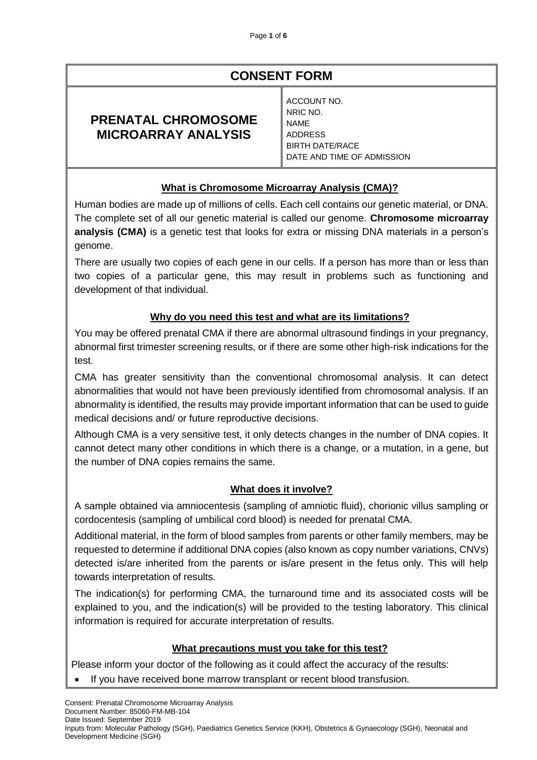# CONSENT FORM

## PRENATAL CHROMOSOME MICROARRAY ANALYSIS

ACCOUNT NO.
NRIC NO.
NAME
ADDRESS
BIRTH DATE/RACE
DATE AND TIME OF ADMISSION

### What is Chromosome Microarray Analysis (CMA)?

Human bodies are made up of millions of cells. Each cell contains our genetic material, or DNA. The complete set of all our genetic material is called our genome. **Chromosome microarray analysis (CMA)** is a genetic test that looks for extra or missing DNA materials in a person's genome.

There are usually two copies of each gene in our cells. If a person has more than or less than two copies of a particular gene, this may result in problems such as functioning and development of that individual.

### Why do you need this test and what are its limitations?

You may be offered prenatal CMA if there are abnormal ultrasound findings in your pregnancy, abnormal first trimester screening results, or if there are some other high-risk indications for the test.

CMA has greater sensitivity than the conventional chromosomal analysis. It can detect abnormalities that would not have been previously identified from chromosomal analysis. If an abnormality is identified, the results may provide important information that can be used to guide medical decisions and/ or future reproductive decisions.

Although CMA is a very sensitive test, it only detects changes in the number of DNA copies. It cannot detect many other conditions in which there is a change, or a mutation, in a gene, but the number of DNA copies remains the same.

### What does it involve?

A sample obtained via amniocentesis (sampling of amniotic fluid), chorionic villus sampling or cordocentesis (sampling of umbilical cord blood) is needed for prenatal CMA.

Additional material, in the form of blood samples from parents or other family members, may be requested to determine if additional DNA copies (also known as copy number variations, CNVs) detected is/are inherited from the parents or is/are present in the fetus only. This will help towards interpretation of results.

The indication(s) for performing CMA, the turnaround time and its associated costs will be explained to you, and the indication(s) will be provided to the testing laboratory. This clinical information is required for accurate interpretation of results.

### What precautions must you take for this test?

Please inform your doctor of the following as it could affect the accuracy of the results:

- If you have received bone marrow transplant or recent blood transfusion.

Consent: Prenatal Chromosome Microarray Analysis
Document Number: 85060-FM-MB-104
Date Issued: September 2019
Inputs from: Molecular Pathology (SGH), Paediatrics Genetics Service (KKH), Obstetrics & Gynaecology (SGH), Neonatal and Development Medicine (SGH)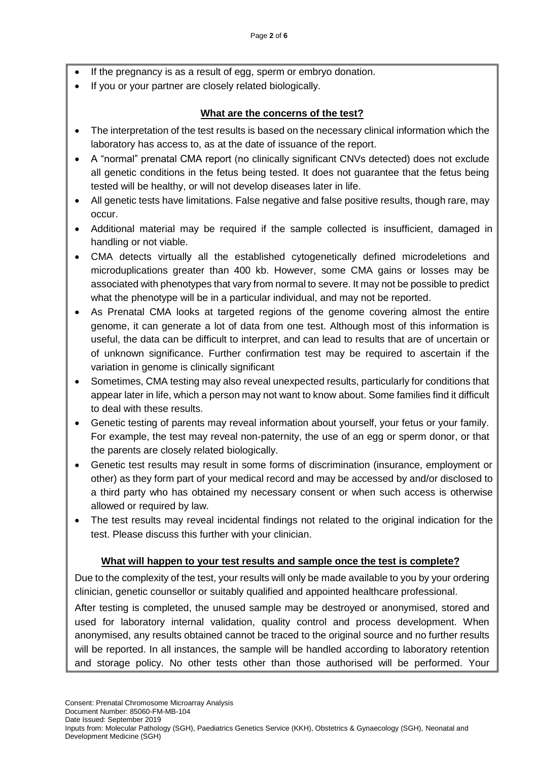- If the pregnancy is as a result of egg, sperm or embryo donation.
- If you or your partner are closely related biologically.

## What are the concerns of the test?

- The interpretation of the test results is based on the necessary clinical information which the laboratory has access to, as at the date of issuance of the report.
- A "normal" prenatal CMA report (no clinically significant CNVs detected) does not exclude all genetic conditions in the fetus being tested. It does not guarantee that the fetus being tested will be healthy, or will not develop diseases later in life.
- All genetic tests have limitations. False negative and false positive results, though rare, may occur.
- Additional material may be required if the sample collected is insufficient, damaged in handling or not viable.
- CMA detects virtually all the established cytogenetically defined microdeletions and microduplications greater than 400 kb. However, some CMA gains or losses may be associated with phenotypes that vary from normal to severe. It may not be possible to predict what the phenotype will be in a particular individual, and may not be reported.
- As Prenatal CMA looks at targeted regions of the genome covering almost the entire genome, it can generate a lot of data from one test. Although most of this information is useful, the data can be difficult to interpret, and can lead to results that are of uncertain or of unknown significance. Further confirmation test may be required to ascertain if the variation in genome is clinically significant
- Sometimes, CMA testing may also reveal unexpected results, particularly for conditions that appear later in life, which a person may not want to know about. Some families find it difficult to deal with these results.
- Genetic testing of parents may reveal information about yourself, your fetus or your family. For example, the test may reveal non-paternity, the use of an egg or sperm donor, or that the parents are closely related biologically.
- Genetic test results may result in some forms of discrimination (insurance, employment or other) as they form part of your medical record and may be accessed by and/or disclosed to a third party who has obtained my necessary consent or when such access is otherwise allowed or required by law.
- The test results may reveal incidental findings not related to the original indication for the test. Please discuss this further with your clinician.

## What will happen to your test results and sample once the test is complete?

Due to the complexity of the test, your results will only be made available to you by your ordering clinician, genetic counsellor or suitably qualified and appointed healthcare professional.

After testing is completed, the unused sample may be destroyed or anonymised, stored and used for laboratory internal validation, quality control and process development. When anonymised, any results obtained cannot be traced to the original source and no further results will be reported. In all instances, the sample will be handled according to laboratory retention and storage policy. No other tests other than those authorised will be performed. Your

Consent: Prenatal Chromosome Microarray Analysis
Document Number: 85060-FM-MB-104
Date Issued: September 2019
Inputs from: Molecular Pathology (SGH), Paediatrics Genetics Service (KKH), Obstetrics & Gynaecology (SGH), Neonatal and Development Medicine (SGH)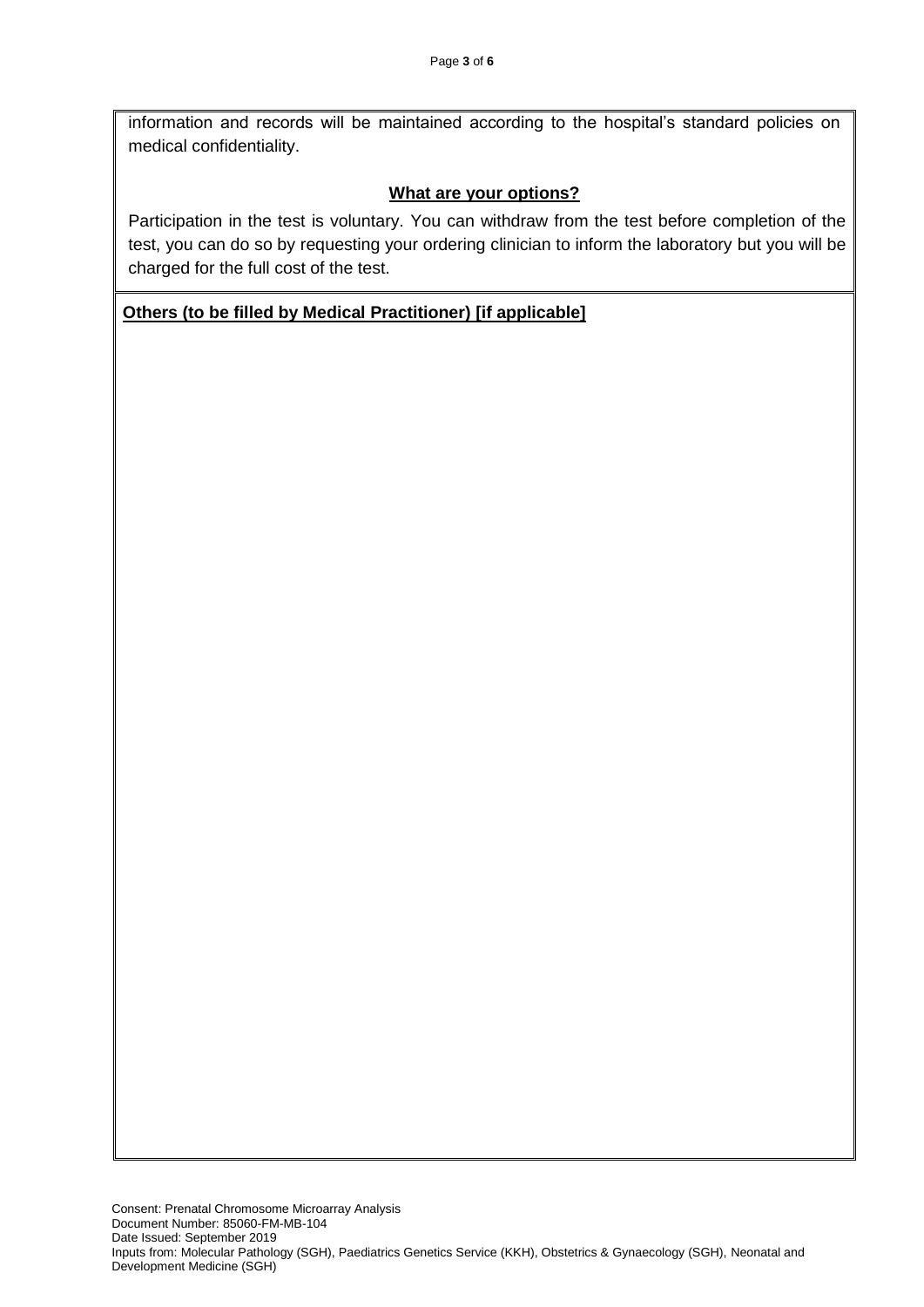information and records will be maintained according to the hospital's standard policies on medical confidentiality.

## What are your options?

Participation in the test is voluntary. You can withdraw from the test before completion of the test, you can do so by requesting your ordering clinician to inform the laboratory but you will be charged for the full cost of the test.

**Others (to be filled by Medical Practitioner) [if applicable]**

Consent: Prenatal Chromosome Microarray Analysis
Document Number: 85060-FM-MB-104
Date Issued: September 2019
Inputs from: Molecular Pathology (SGH), Paediatrics Genetics Service (KKH), Obstetrics & Gynaecology (SGH), Neonatal and Development Medicine (SGH)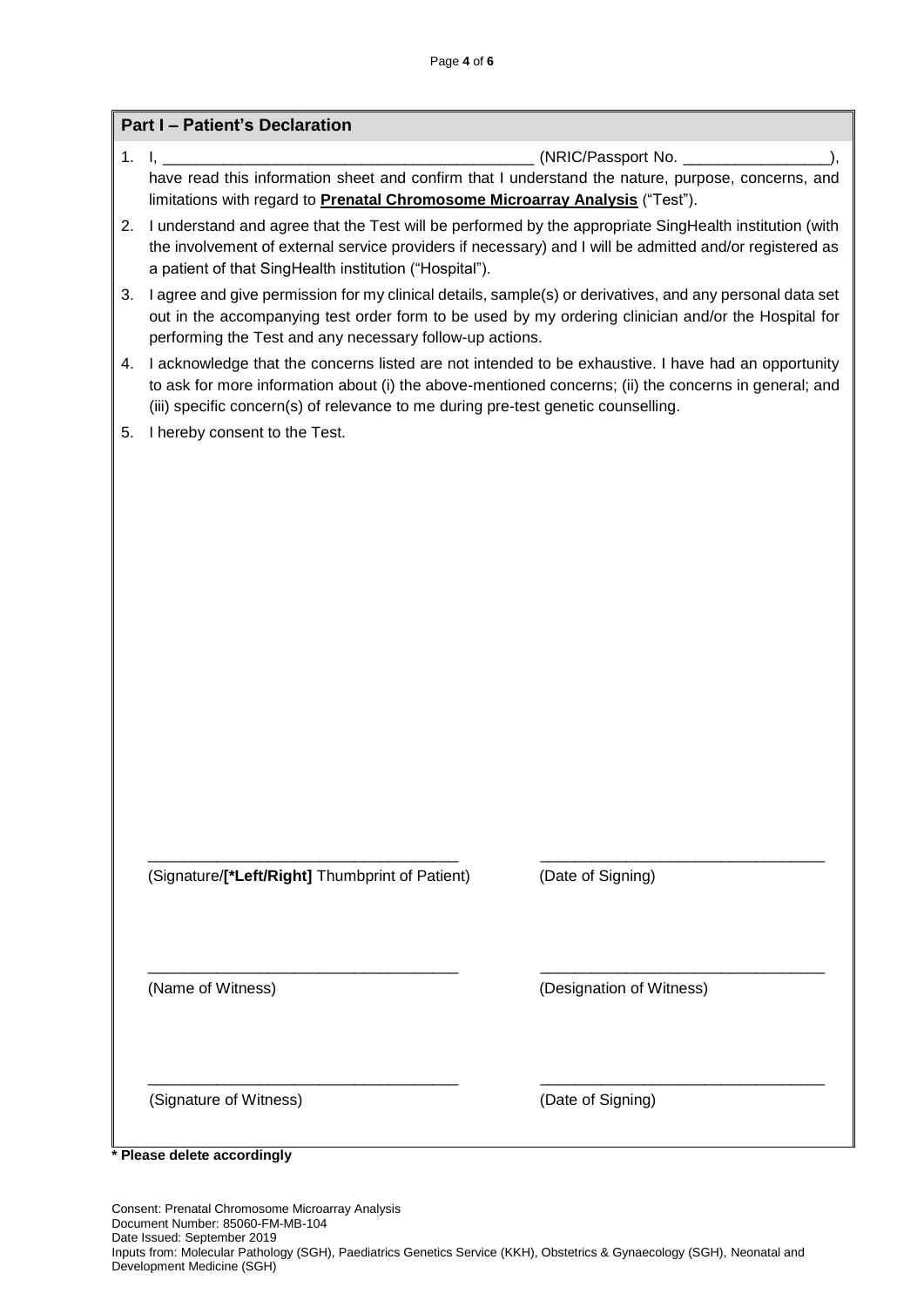## Part I – Patient's Declaration

1. I, ____________________________________________ (NRIC/Passport No. _________________), have read this information sheet and confirm that I understand the nature, purpose, concerns, and limitations with regard to **Prenatal Chromosome Microarray Analysis** ("Test").
2. I understand and agree that the Test will be performed by the appropriate SingHealth institution (with the involvement of external service providers if necessary) and I will be admitted and/or registered as a patient of that SingHealth institution ("Hospital").
3. I agree and give permission for my clinical details, sample(s) or derivatives, and any personal data set out in the accompanying test order form to be used by my ordering clinician and/or the Hospital for performing the Test and any necessary follow-up actions.
4. I acknowledge that the concerns listed are not intended to be exhaustive. I have had an opportunity to ask for more information about (i) the above-mentioned concerns; (ii) the concerns in general; and (iii) specific concern(s) of relevance to me during pre-test genetic counselling.
5. I hereby consent to the Test.

____________________________________ ____________________________________

(Signature/**[*Left/Right]** Thumbprint of Patient) (Date of Signing)

____________________________________ ____________________________________

(Name of Witness) (Designation of Witness)

____________________________________ ____________________________________

(Signature of Witness) (Date of Signing)

**\* Please delete accordingly**

Consent: Prenatal Chromosome Microarray Analysis
Document Number: 85060-FM-MB-104
Date Issued: September 2019
Inputs from: Molecular Pathology (SGH), Paediatrics Genetics Service (KKH), Obstetrics & Gynaecology (SGH), Neonatal and Development Medicine (SGH)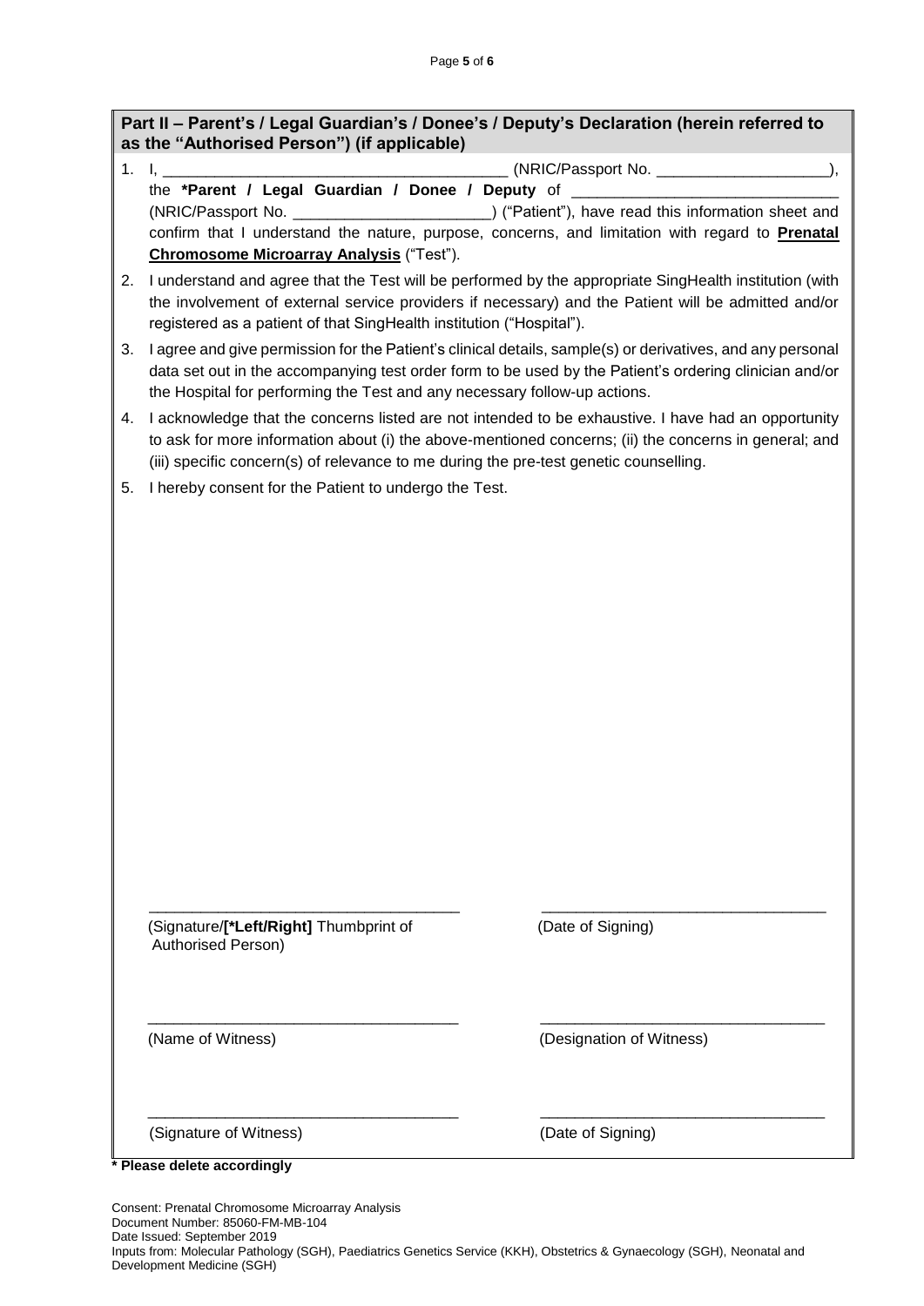## Part II – Parent's / Legal Guardian's / Donee's / Deputy's Declaration (herein referred to as the "Authorised Person") (if applicable)

1. I, ________________________________________ (NRIC/Passport No. ____________________), the **\*Parent / Legal Guardian / Donee / Deputy** of ______________________________ (NRIC/Passport No. _______________________) ("Patient"), have read this information sheet and confirm that I understand the nature, purpose, concerns, and limitation with regard to **Prenatal Chromosome Microarray Analysis** ("Test").
2. I understand and agree that the Test will be performed by the appropriate SingHealth institution (with the involvement of external service providers if necessary) and the Patient will be admitted and/or registered as a patient of that SingHealth institution ("Hospital").
3. I agree and give permission for the Patient's clinical details, sample(s) or derivatives, and any personal data set out in the accompanying test order form to be used by the Patient's ordering clinician and/or the Hospital for performing the Test and any necessary follow-up actions.
4. I acknowledge that the concerns listed are not intended to be exhaustive. I have had an opportunity to ask for more information about (i) the above-mentioned concerns; (ii) the concerns in general; and (iii) specific concern(s) of relevance to me during the pre-test genetic counselling.
5. I hereby consent for the Patient to undergo the Test.

_____________________________________ (Signature/**[\*Left/Right]** Thumbprint of Authorised Person)

_____________________________________ (Date of Signing)

_____________________________________ (Name of Witness)

_____________________________________ (Designation of Witness)

_____________________________________ (Signature of Witness)

_____________________________________ (Date of Signing)

**\* Please delete accordingly**

Consent: Prenatal Chromosome Microarray Analysis
Document Number: 85060-FM-MB-104
Date Issued: September 2019
Inputs from: Molecular Pathology (SGH), Paediatrics Genetics Service (KKH), Obstetrics & Gynaecology (SGH), Neonatal and Development Medicine (SGH)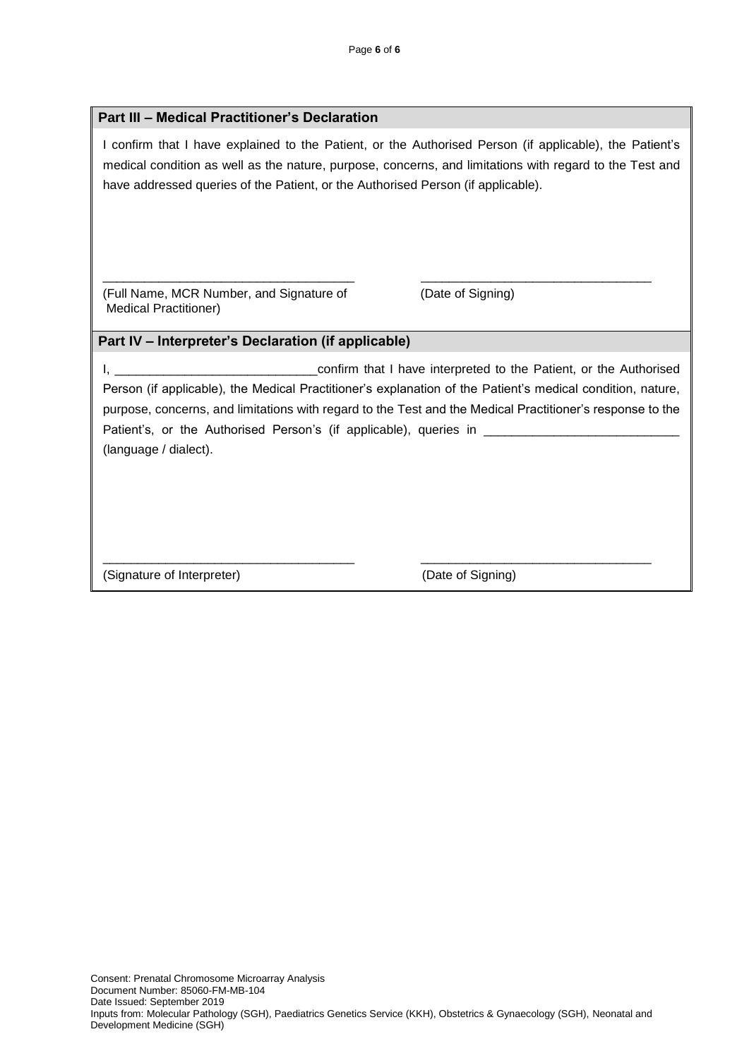## Part III – Medical Practitioner's Declaration

I confirm that I have explained to the Patient, or the Authorised Person (if applicable), the Patient's medical condition as well as the nature, purpose, concerns, and limitations with regard to the Test and have addressed queries of the Patient, or the Authorised Person (if applicable).

\_\_\_\_\_\_\_\_\_\_\_\_\_\_\_\_\_\_\_\_\_\_\_\_\_\_\_\_\_\_\_\_\_\_\_\_ (Full Name, MCR Number, and Signature of Medical Practitioner)

\_\_\_\_\_\_\_\_\_\_\_\_\_\_\_\_\_\_\_\_\_\_\_\_\_\_\_\_\_\_\_\_\_\_ (Date of Signing)

## Part IV – Interpreter's Declaration (if applicable)

I, \_\_\_\_\_\_\_\_\_\_\_\_\_\_\_\_\_\_\_\_\_\_\_\_\_\_\_\_\_ confirm that I have interpreted to the Patient, or the Authorised Person (if applicable), the Medical Practitioner's explanation of the Patient's medical condition, nature, purpose, concerns, and limitations with regard to the Test and the Medical Practitioner's response to the Patient's, or the Authorised Person's (if applicable), queries in \_\_\_\_\_\_\_\_\_\_\_\_\_\_\_\_\_\_\_\_\_\_\_\_\_\_\_\_ (language / dialect).

\_\_\_\_\_\_\_\_\_\_\_\_\_\_\_\_\_\_\_\_\_\_\_\_\_\_\_\_\_\_\_\_\_\_\_\_ (Signature of Interpreter)

\_\_\_\_\_\_\_\_\_\_\_\_\_\_\_\_\_\_\_\_\_\_\_\_\_\_\_\_\_\_\_\_\_\_ (Date of Signing)

Consent: Prenatal Chromosome Microarray Analysis
Document Number: 85060-FM-MB-104
Date Issued: September 2019
Inputs from: Molecular Pathology (SGH), Paediatrics Genetics Service (KKH), Obstetrics & Gynaecology (SGH), Neonatal and Development Medicine (SGH)